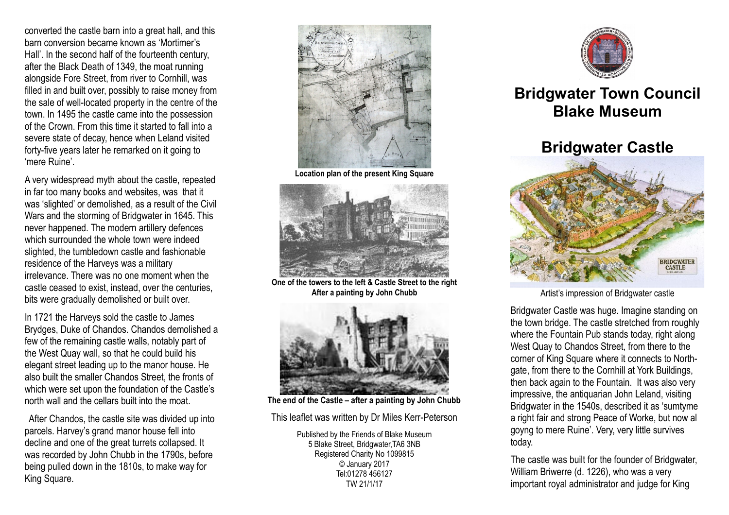converted the castle barn into a great hall, and this barn conversion became known as 'Mortimer's Hall'. In the second half of the fourteenth century, after the Black Death of 1349, the moat running alongside Fore Street, from river to Cornhill, was filled in and built over, possibly to raise money from the sale of well-located property in the centre of the town. In 1495 the castle came into the possession of the Crown. From this time it started to fall into a severe state of decay, hence when Leland visited forty-five years later he remarked on it going to 'mere Ruine'.

A very widespread myth about the castle, repeated in far too many books and websites, was that it was 'slighted' or demolished, as a result of the Civil Wars and the storming of Bridgwater in 1645. This never happened. The modern artillery defences which surrounded the whole town were indeed slighted, the tumbledown castle and fashionable residence of the Harveys was a military irrelevance. There was no one moment when the castle ceased to exist, instead, over the centuries, bits were gradually demolished or built over.

In 1721 the Harveys sold the castle to James Brydges, Duke of Chandos. Chandos demolished a few of the remaining castle walls, notably part of the West Quay wall, so that he could build his elegant street leading up to the manor house. He also built the smaller Chandos Street, the fronts of which were set upon the foundation of the Castle's north wall and the cellars built into the moat.

After Chandos, the castle site was divided up into parcels. Harvey's grand manor house fell into decline and one of the great turrets collapsed. It was recorded by John Chubb in the 1790s, before being pulled down in the 1810s, to make way for King Square.

**Location plan of the present King Square**

**One of the towers to the left & Castle Street to the right After a painting by John Chubb**

**The end of the Castle – after a painting by John Chubb**

This leaflet was written by Dr Miles Kerr-Peterson

Published by the Friends of Blake Museum
5 Blake Street, Bridgwater,TA6 3NB
Registered Charity No 1099815
© January 2017
Tel:01278 456127
TW 21/1/17

# Bridgwater Town Council Blake Museum

# Bridgwater Castle

Artist's impression of Bridgwater castle

Bridgwater Castle was huge. Imagine standing on the town bridge. The castle stretched from roughly where the Fountain Pub stands today, right along West Quay to Chandos Street, from there to the corner of King Square where it connects to North-gate, from there to the Cornhill at York Buildings, then back again to the Fountain. It was also very impressive, the antiquarian John Leland, visiting Bridgwater in the 1540s, described it as 'sumtyme a right fair and strong Peace of Worke, but now al goyng to mere Ruine'. Very, very little survives today.

The castle was built for the founder of Bridgwater, William Briwerre (d. 1226), who was a very important royal administrator and judge for King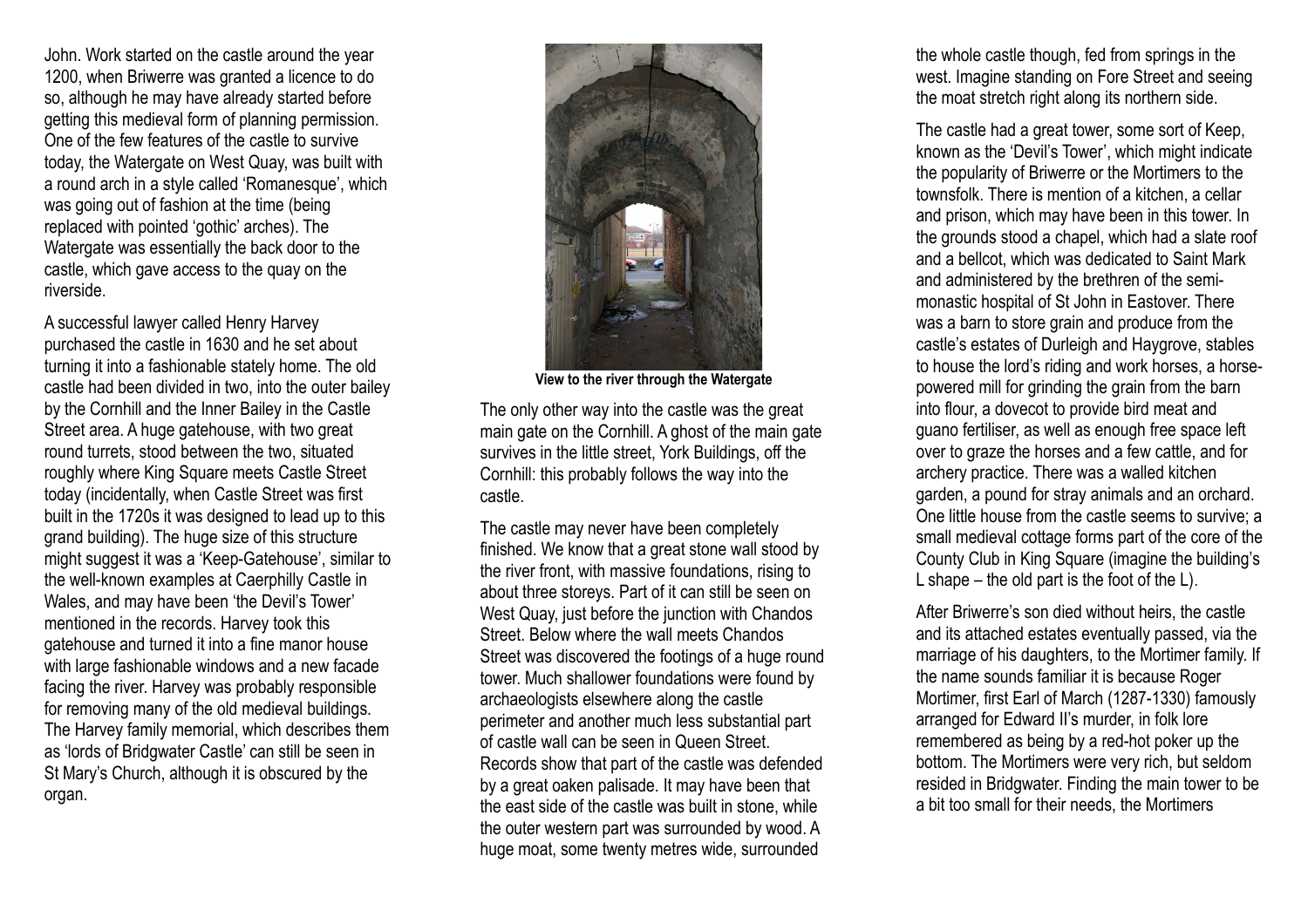John. Work started on the castle around the year 1200, when Briwerre was granted a licence to do so, although he may have already started before getting this medieval form of planning permission. One of the few features of the castle to survive today, the Watergate on West Quay, was built with a round arch in a style called 'Romanesque', which was going out of fashion at the time (being replaced with pointed 'gothic' arches). The Watergate was essentially the back door to the castle, which gave access to the quay on the riverside.

A successful lawyer called Henry Harvey purchased the castle in 1630 and he set about turning it into a fashionable stately home. The old castle had been divided in two, into the outer bailey by the Cornhill and the Inner Bailey in the Castle Street area. A huge gatehouse, with two great round turrets, stood between the two, situated roughly where King Square meets Castle Street today (incidentally, when Castle Street was first built in the 1720s it was designed to lead up to this grand building). The huge size of this structure might suggest it was a 'Keep-Gatehouse', similar to the well-known examples at Caerphilly Castle in Wales, and may have been 'the Devil's Tower' mentioned in the records. Harvey took this gatehouse and turned it into a fine manor house with large fashionable windows and a new facade facing the river. Harvey was probably responsible for removing many of the old medieval buildings. The Harvey family memorial, which describes them as 'lords of Bridgwater Castle' can still be seen in St Mary's Church, although it is obscured by the organ.

**View to the river through the Watergate**

The only other way into the castle was the great main gate on the Cornhill. A ghost of the main gate survives in the little street, York Buildings, off the Cornhill: this probably follows the way into the castle.

The castle may never have been completely finished. We know that a great stone wall stood by the river front, with massive foundations, rising to about three storeys. Part of it can still be seen on West Quay, just before the junction with Chandos Street. Below where the wall meets Chandos Street was discovered the footings of a huge round tower. Much shallower foundations were found by archaeologists elsewhere along the castle perimeter and another much less substantial part of castle wall can be seen in Queen Street. Records show that part of the castle was defended by a great oaken palisade. It may have been that the east side of the castle was built in stone, while the outer western part was surrounded by wood. A huge moat, some twenty metres wide, surrounded the whole castle though, fed from springs in the west. Imagine standing on Fore Street and seeing the moat stretch right along its northern side.

The castle had a great tower, some sort of Keep, known as the 'Devil's Tower', which might indicate the popularity of Briwerre or the Mortimers to the townsfolk. There is mention of a kitchen, a cellar and prison, which may have been in this tower. In the grounds stood a chapel, which had a slate roof and a bellcot, which was dedicated to Saint Mark and administered by the brethren of the semi-monastic hospital of St John in Eastover. There was a barn to store grain and produce from the castle's estates of Durleigh and Haygrove, stables to house the lord's riding and work horses, a horse-powered mill for grinding the grain from the barn into flour, a dovecot to provide bird meat and guano fertiliser, as well as enough free space left over to graze the horses and a few cattle, and for archery practice. There was a walled kitchen garden, a pound for stray animals and an orchard. One little house from the castle seems to survive; a small medieval cottage forms part of the core of the County Club in King Square (imagine the building's L shape – the old part is the foot of the L).

After Briwerre's son died without heirs, the castle and its attached estates eventually passed, via the marriage of his daughters, to the Mortimer family. If the name sounds familiar it is because Roger Mortimer, first Earl of March (1287-1330) famously arranged for Edward II's murder, in folk lore remembered as being by a red-hot poker up the bottom. The Mortimers were very rich, but seldom resided in Bridgwater. Finding the main tower to be a bit too small for their needs, the Mortimers